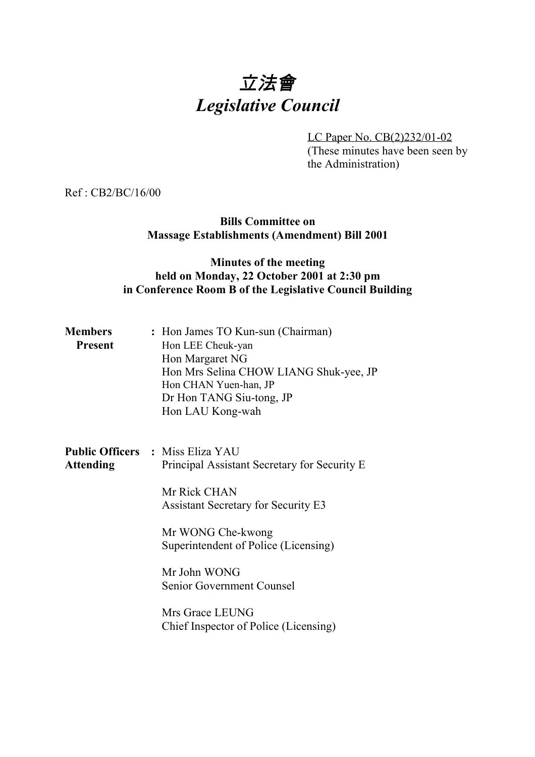# *立法會*
# *Legislative Council*

LC Paper No. CB(2)232/01-02
(These minutes have been seen by the Administration)

Ref : CB2/BC/16/00

**Bills Committee on**
**Massage Establishments (Amendment) Bill 2001**

**Minutes of the meeting**
**held on Monday, 22 October 2001 at 2:30 pm**
**in Conference Room B of the Legislative Council Building**

**Members Present** : Hon James TO Kun-sun (Chairman)
Hon LEE Cheuk-yan
Hon Margaret NG
Hon Mrs Selina CHOW LIANG Shuk-yee, JP
Hon CHAN Yuen-han, JP
Dr Hon TANG Siu-tong, JP
Hon LAU Kong-wah

**Public Officers Attending** : Miss Eliza YAU
Principal Assistant Secretary for Security E

Mr Rick CHAN
Assistant Secretary for Security E3

Mr WONG Che-kwong
Superintendent of Police (Licensing)

Mr John WONG
Senior Government Counsel

Mrs Grace LEUNG
Chief Inspector of Police (Licensing)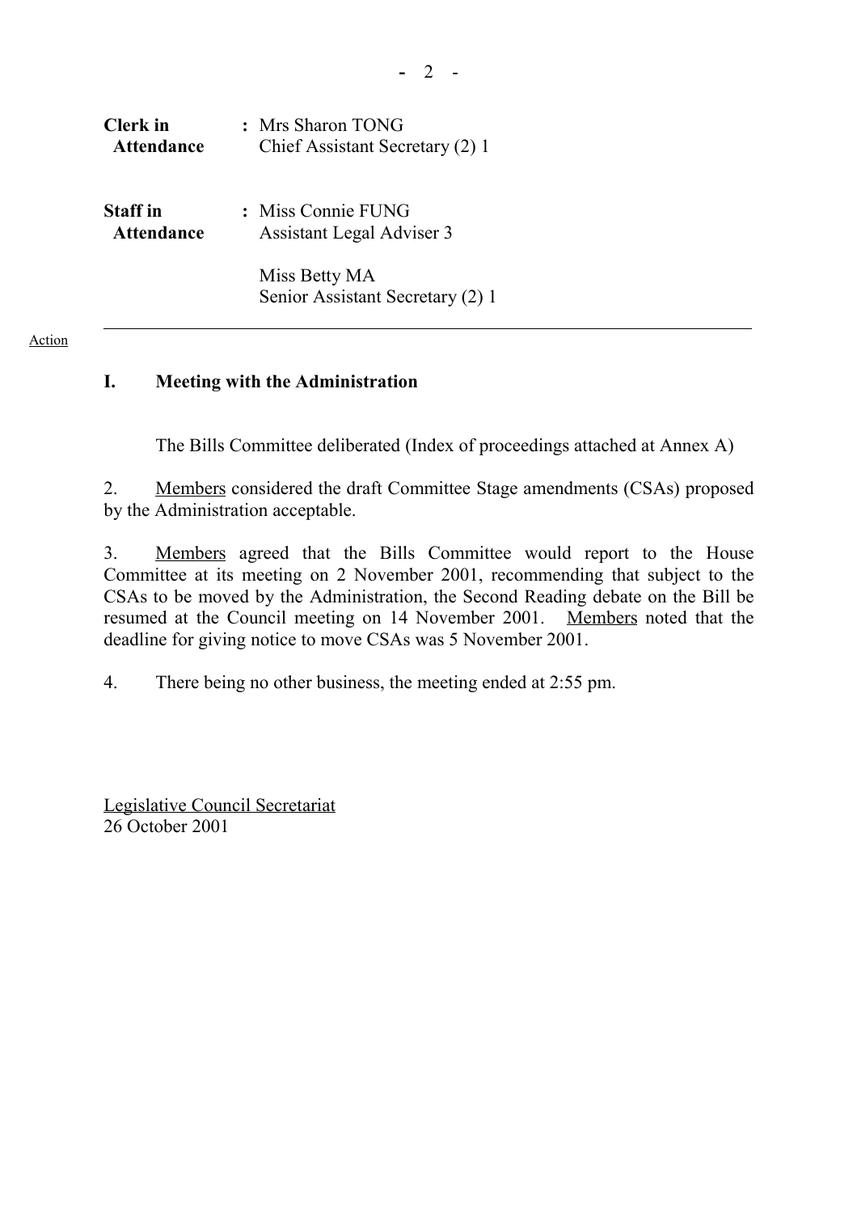| | |
|---|---|
| **Clerk in Attendance** | : Mrs Sharon TONG<br>Chief Assistant Secretary (2) 1 |
| **Staff in Attendance** | : Miss Connie FUNG<br>Assistant Legal Adviser 3<br><br>Miss Betty MA<br>Senior Assistant Secretary (2) 1 |

---

Action

## I. Meeting with the Administration

The Bills Committee deliberated (Index of proceedings attached at Annex A)

2. Members considered the draft Committee Stage amendments (CSAs) proposed by the Administration acceptable.

3. Members agreed that the Bills Committee would report to the House Committee at its meeting on 2 November 2001, recommending that subject to the CSAs to be moved by the Administration, the Second Reading debate on the Bill be resumed at the Council meeting on 14 November 2001. Members noted that the deadline for giving notice to move CSAs was 5 November 2001.

4. There being no other business, the meeting ended at 2:55 pm.

Legislative Council Secretariat
26 October 2001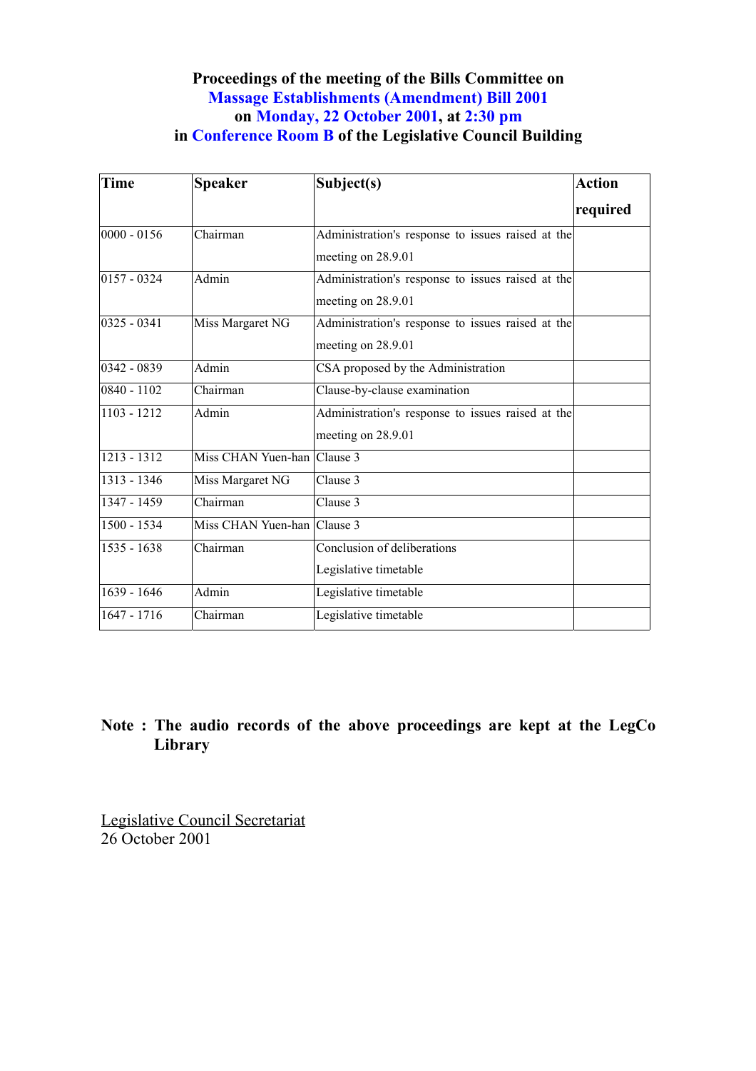**Proceedings of the meeting of the Bills Committee on**
**Massage Establishments (Amendment) Bill 2001**
**on Monday, 22 October 2001, at 2:30 pm**
**in Conference Room B of the Legislative Council Building**

| Time | Speaker | Subject(s) | Action required |
|---|---|---|---|
| 0000 - 0156 | Chairman | Administration's response to issues raised at the meeting on 28.9.01 | |
| 0157 - 0324 | Admin | Administration's response to issues raised at the meeting on 28.9.01 | |
| 0325 - 0341 | Miss Margaret NG | Administration's response to issues raised at the meeting on 28.9.01 | |
| 0342 - 0839 | Admin | CSA proposed by the Administration | |
| 0840 - 1102 | Chairman | Clause-by-clause examination | |
| 1103 - 1212 | Admin | Administration's response to issues raised at the meeting on 28.9.01 | |
| 1213 - 1312 | Miss CHAN Yuen-han | Clause 3 | |
| 1313 - 1346 | Miss Margaret NG | Clause 3 | |
| 1347 - 1459 | Chairman | Clause 3 | |
| 1500 - 1534 | Miss CHAN Yuen-han | Clause 3 | |
| 1535 - 1638 | Chairman | Conclusion of deliberations<br>Legislative timetable | |
| 1639 - 1646 | Admin | Legislative timetable | |
| 1647 - 1716 | Chairman | Legislative timetable | |

**Note : The audio records of the above proceedings are kept at the LegCo Library**

Legislative Council Secretariat
26 October 2001